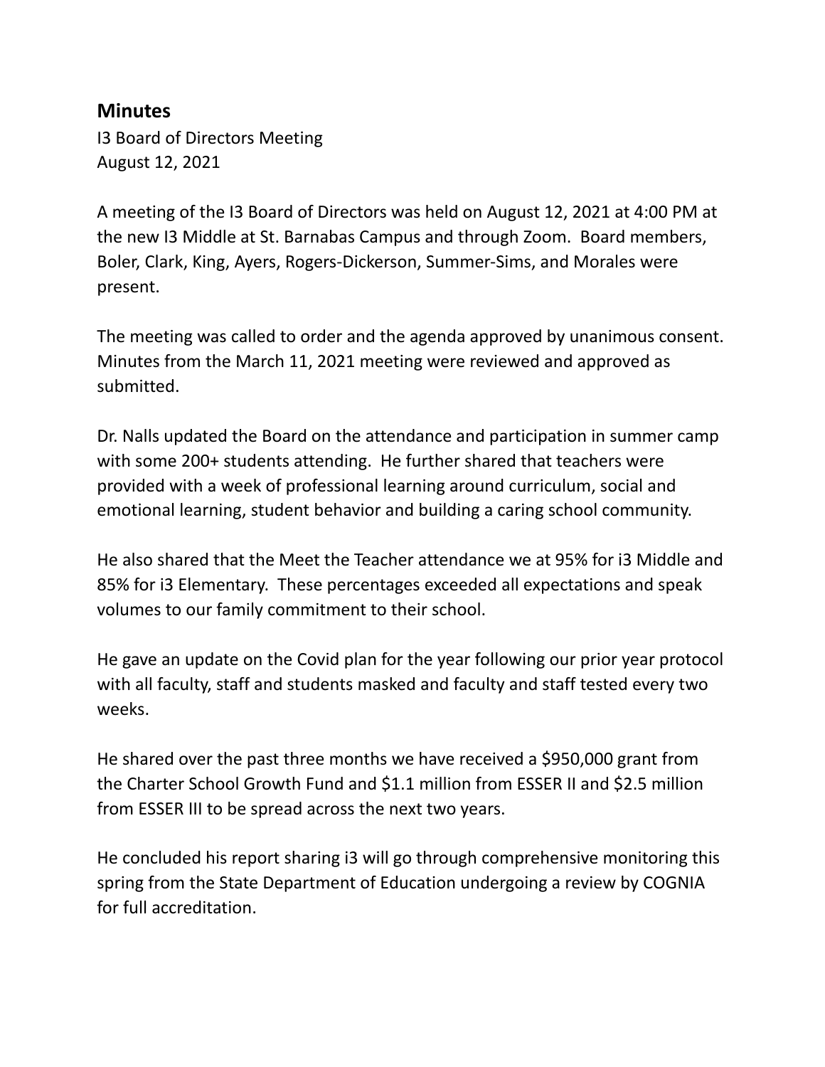## Minutes

I3 Board of Directors Meeting
August 12, 2021

A meeting of the I3 Board of Directors was held on August 12, 2021 at 4:00 PM at the new I3 Middle at St. Barnabas Campus and through Zoom. Board members, Boler, Clark, King, Ayers, Rogers-Dickerson, Summer-Sims, and Morales were present.

The meeting was called to order and the agenda approved by unanimous consent. Minutes from the March 11, 2021 meeting were reviewed and approved as submitted.

Dr. Nalls updated the Board on the attendance and participation in summer camp with some 200+ students attending. He further shared that teachers were provided with a week of professional learning around curriculum, social and emotional learning, student behavior and building a caring school community.

He also shared that the Meet the Teacher attendance we at 95% for i3 Middle and 85% for i3 Elementary. These percentages exceeded all expectations and speak volumes to our family commitment to their school.

He gave an update on the Covid plan for the year following our prior year protocol with all faculty, staff and students masked and faculty and staff tested every two weeks.

He shared over the past three months we have received a $950,000 grant from the Charter School Growth Fund and $1.1 million from ESSER II and $2.5 million from ESSER III to be spread across the next two years.

He concluded his report sharing i3 will go through comprehensive monitoring this spring from the State Department of Education undergoing a review by COGNIA for full accreditation.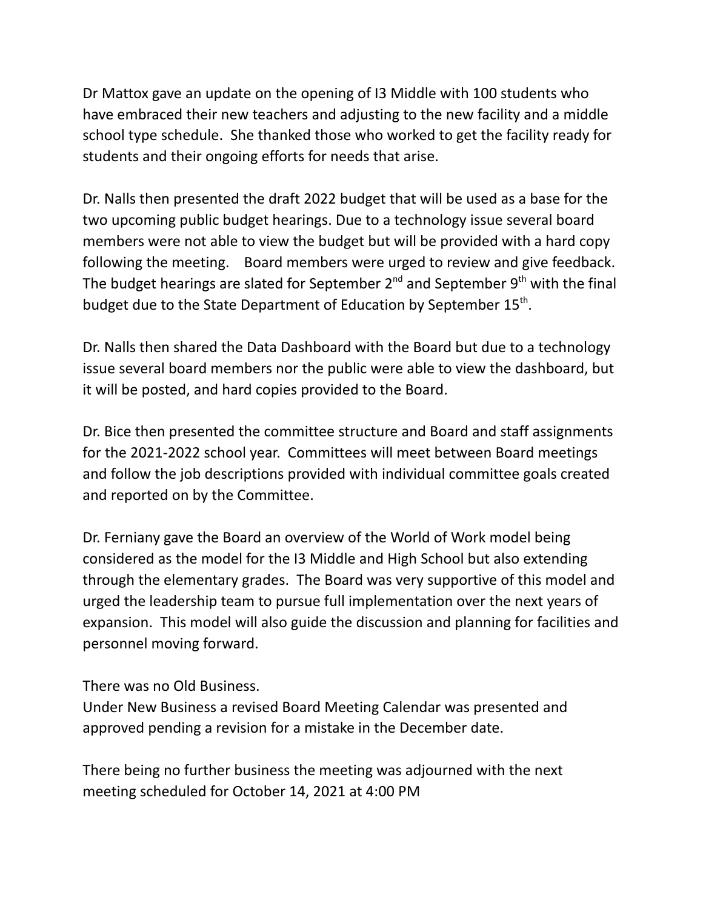Dr Mattox gave an update on the opening of I3 Middle with 100 students who have embraced their new teachers and adjusting to the new facility and a middle school type schedule. She thanked those who worked to get the facility ready for students and their ongoing efforts for needs that arise.

Dr. Nalls then presented the draft 2022 budget that will be used as a base for the two upcoming public budget hearings. Due to a technology issue several board members were not able to view the budget but will be provided with a hard copy following the meeting. Board members were urged to review and give feedback. The budget hearings are slated for September 2nd and September 9th with the final budget due to the State Department of Education by September 15th.

Dr. Nalls then shared the Data Dashboard with the Board but due to a technology issue several board members nor the public were able to view the dashboard, but it will be posted, and hard copies provided to the Board.

Dr. Bice then presented the committee structure and Board and staff assignments for the 2021-2022 school year. Committees will meet between Board meetings and follow the job descriptions provided with individual committee goals created and reported on by the Committee.

Dr. Ferniany gave the Board an overview of the World of Work model being considered as the model for the I3 Middle and High School but also extending through the elementary grades. The Board was very supportive of this model and urged the leadership team to pursue full implementation over the next years of expansion. This model will also guide the discussion and planning for facilities and personnel moving forward.

There was no Old Business.

Under New Business a revised Board Meeting Calendar was presented and approved pending a revision for a mistake in the December date.

There being no further business the meeting was adjourned with the next meeting scheduled for October 14, 2021 at 4:00 PM